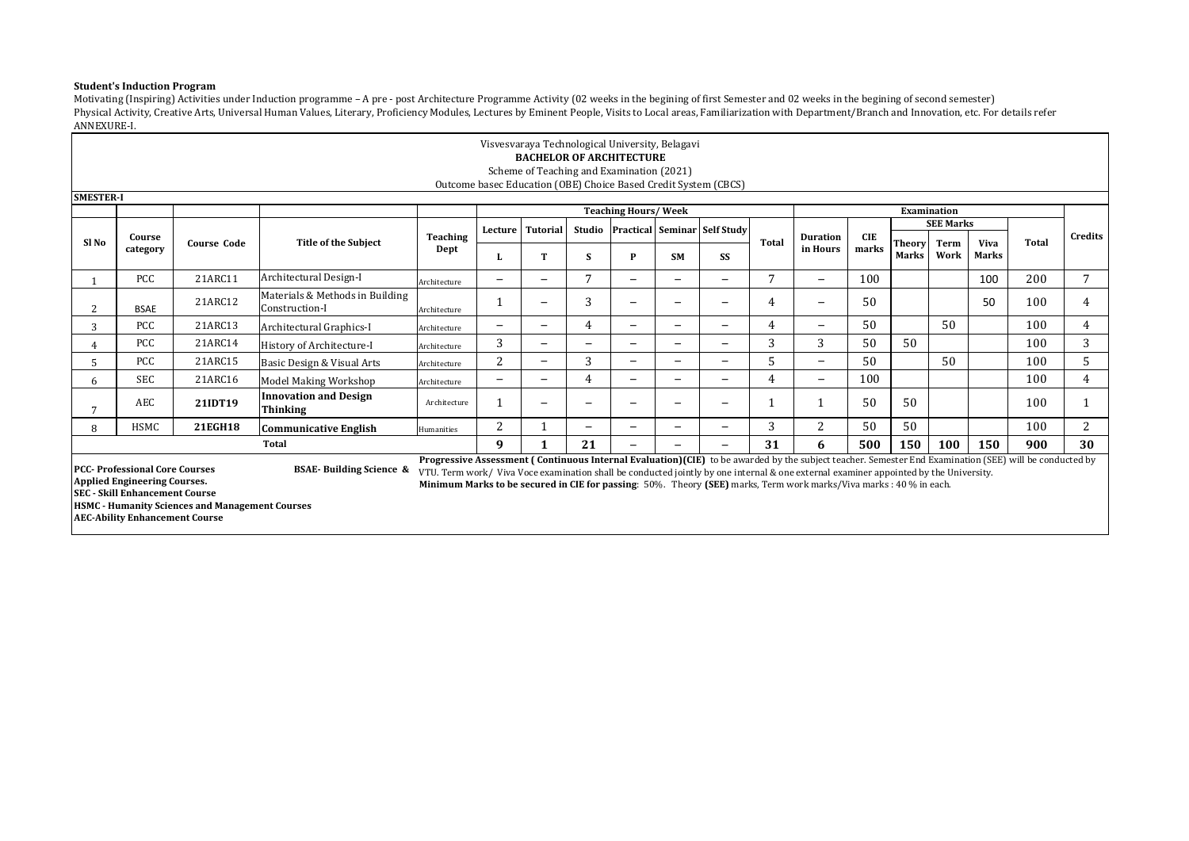**Student's Induction Program**

Motivating (Inspiring) Activities under Induction programme – A pre - post Architecture Programme Activity (02 weeks in the begining of first Semester and 02 weeks in the begining of second semester)
Physical Activity, Creative Arts, Universal Human Values, Literary, Proficiency Modules, Lectures by Eminent People, Visits to Local areas, Familiarization with Department/Branch and Innovation, etc. For details refer ANNEXURE-I.

Visvesvaraya Technological University, Belagavi

**BACHELOR OF ARCHITECTURE**

Scheme of Teaching and Examination (2021)

Outcome basec Education (OBE) Choice Based Credit System (CBCS)

**SMESTER-I**

| Sl No | Course category | Course Code | Title of the Subject | Teaching Dept | Teaching Hours/ Week | | | | | | Total | Examination | | | | | | Credits |
|---|---|---|---|---|---|---|---|---|---|---|---|---|---|---|---|---|---|---|
| | | | | | Lecture | Tutorial | Studio | Practical | Seminar | Self Study | | Duration in Hours | CIE marks | SEE Marks | | | Total | |
| | | | | | L | T | S | P | SM | SS | | | | Theory Marks | Term Work | Viva Marks | | |
| 1 | PCC | 21ARC11 | Architectural Design-I | Architecture | – | – | 7 | – | – | – | 7 | – | 100 | | | 100 | 200 | 7 |
| 2 | BSAE | 21ARC12 | Materials & Methods in Building Construction-I | Architecture | 1 | – | 3 | – | – | – | 4 | – | 50 | | | 50 | 100 | 4 |
| 3 | PCC | 21ARC13 | Architectural Graphics-I | Architecture | – | – | 4 | – | – | – | 4 | – | 50 | | 50 | | 100 | 4 |
| 4 | PCC | 21ARC14 | History of Architecture-I | Architecture | 3 | – | – | – | – | – | 3 | 3 | 50 | 50 | | | 100 | 3 |
| 5 | PCC | 21ARC15 | Basic Design & Visual Arts | Architecture | 2 | – | 3 | – | – | – | 5 | – | 50 | | 50 | | 100 | 5 |
| 6 | SEC | 21ARC16 | Model Making Workshop | Architecture | – | – | 4 | – | – | – | 4 | – | 100 | | | | 100 | 4 |
| 7 | AEC | **21IDT19** | **Innovation and Design Thinking** | Architecture | 1 | – | – | – | – | – | 1 | 1 | 50 | 50 | | | 100 | 1 |
| 8 | HSMC | **21EGH18** | **Communicative English** | Humanities | 2 | 1 | – | – | – | – | 3 | 2 | 50 | 50 | | | 100 | 2 |
| | | | **Total** | | **9** | **1** | **21** | – | – | – | **31** | **6** | **500** | **150** | **100** | **150** | **900** | **30** |

**PCC- Professional Core Courses** **BSAE- Building Science & Applied Engineering Courses.**
**SEC - Skill Enhancement Course**
**HSMC - Humanity Sciences and Management Courses**
**AEC-Ability Enhancement Course**

**Progressive Assessment ( Continuous Internal Evaluation)(CIE)** to be awarded by the subject teacher. Semester End Examination (SEE) will be conducted by VTU. Term work/ Viva Voce examination shall be conducted jointly by one internal & one external examiner appointed by the University.
**Minimum Marks to be secured in CIE for passing**: 50%. Theory **(SEE)** marks, Term work marks/Viva marks : 40 % in each.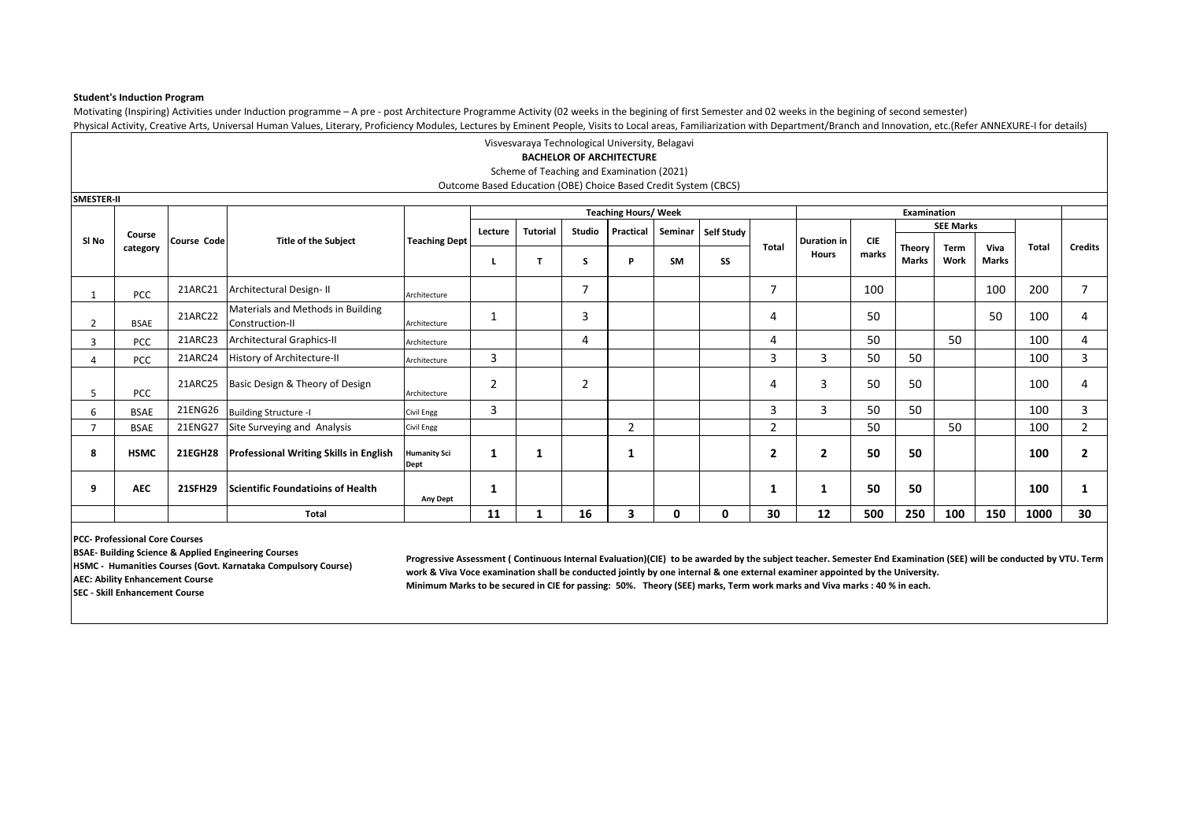**Student's Induction Program**

Motivating (Inspiring) Activities under Induction programme – A pre - post Architecture Programme Activity (02 weeks in the begining of first Semester and 02 weeks in the begining of second semester)

Physical Activity, Creative Arts, Universal Human Values, Literary, Proficiency Modules, Lectures by Eminent People, Visits to Local areas, Familiarization with Department/Branch and Innovation, etc.(Refer ANNEXURE-I for details)

Visvesvaraya Technological University, Belagavi

**BACHELOR OF ARCHITECTURE**

Scheme of Teaching and Examination (2021)

Outcome Based Education (OBE) Choice Based Credit System (CBCS)

**SMESTER-II**

| Sl No | Course category | Course Code | Title of the Subject | Teaching Dept | Teaching Hours/ Week | | | | | | | Examination | | | | | | | |
|---|---|---|---|---|---|---|---|---|---|---|---|---|---|---|---|---|---|---|
| | | | | | Lecture | Tutorial | Studio | Practical | Seminar | Self Study | Total | Duration in Hours | CIE marks | SEE Marks | | | Total | Credits |
| | | | | | L | T | S | P | SM | SS | | | | Theory Marks | Term Work | Viva Marks | | |
| 1 | PCC | 21ARC21 | Architectural Design- II | Architecture | | | 7 | | | | 7 | | 100 | | | 100 | 200 | 7 |
| 2 | BSAE | 21ARC22 | Materials and Methods in Building Construction-II | Architecture | 1 | | 3 | | | | 4 | | 50 | | | 50 | 100 | 4 |
| 3 | PCC | 21ARC23 | Architectural Graphics-II | Architecture | | | 4 | | | | 4 | | 50 | | 50 | | 100 | 4 |
| 4 | PCC | 21ARC24 | History of Architecture-II | Architecture | 3 | | | | | | 3 | 3 | 50 | 50 | | | 100 | 3 |
| 5 | PCC | 21ARC25 | Basic Design & Theory of Design | Architecture | 2 | | 2 | | | | 4 | 3 | 50 | 50 | | | 100 | 4 |
| 6 | BSAE | 21ENG26 | Building Structure -I | Civil Engg | 3 | | | | | | 3 | 3 | 50 | 50 | | | 100 | 3 |
| 7 | BSAE | 21ENG27 | Site Surveying and Analysis | Civil Engg | | | | 2 | | | 2 | | 50 | | 50 | | 100 | 2 |
| **8** | **HSMC** | **21EGH28** | **Professional Writing Skills in English** | **Humanity Sci Dept** | **1** | **1** | | **1** | | | **2** | **2** | **50** | **50** | | | **100** | **2** |
| **9** | **AEC** | **21SFH29** | **Scientific Foundatioins of Health** | **Any Dept** | **1** | | | | | | **1** | **1** | **50** | **50** | | | **100** | **1** |
| | | | **Total** | | **11** | **1** | **16** | **3** | **0** | **0** | **30** | **12** | **500** | **250** | **100** | **150** | **1000** | **30** |

**PCC- Professional Core Courses**

**BSAE- Building Science & Applied Engineering Courses**

**HSMC - Humanities Courses (Govt. Karnataka Compulsory Course)**

**AEC: Ability Enhancement Course**

**SEC - Skill Enhancement Course**

**Progressive Assessment ( Continuous Internal Evaluation)(CIE) to be awarded by the subject teacher. Semester End Examination (SEE) will be conducted by VTU. Term work & Viva Voce examination shall be conducted jointly by one internal & one external examiner appointed by the University.**

**Minimum Marks to be secured in CIE for passing: 50%. Theory (SEE) marks, Term work marks and Viva marks : 40 % in each.**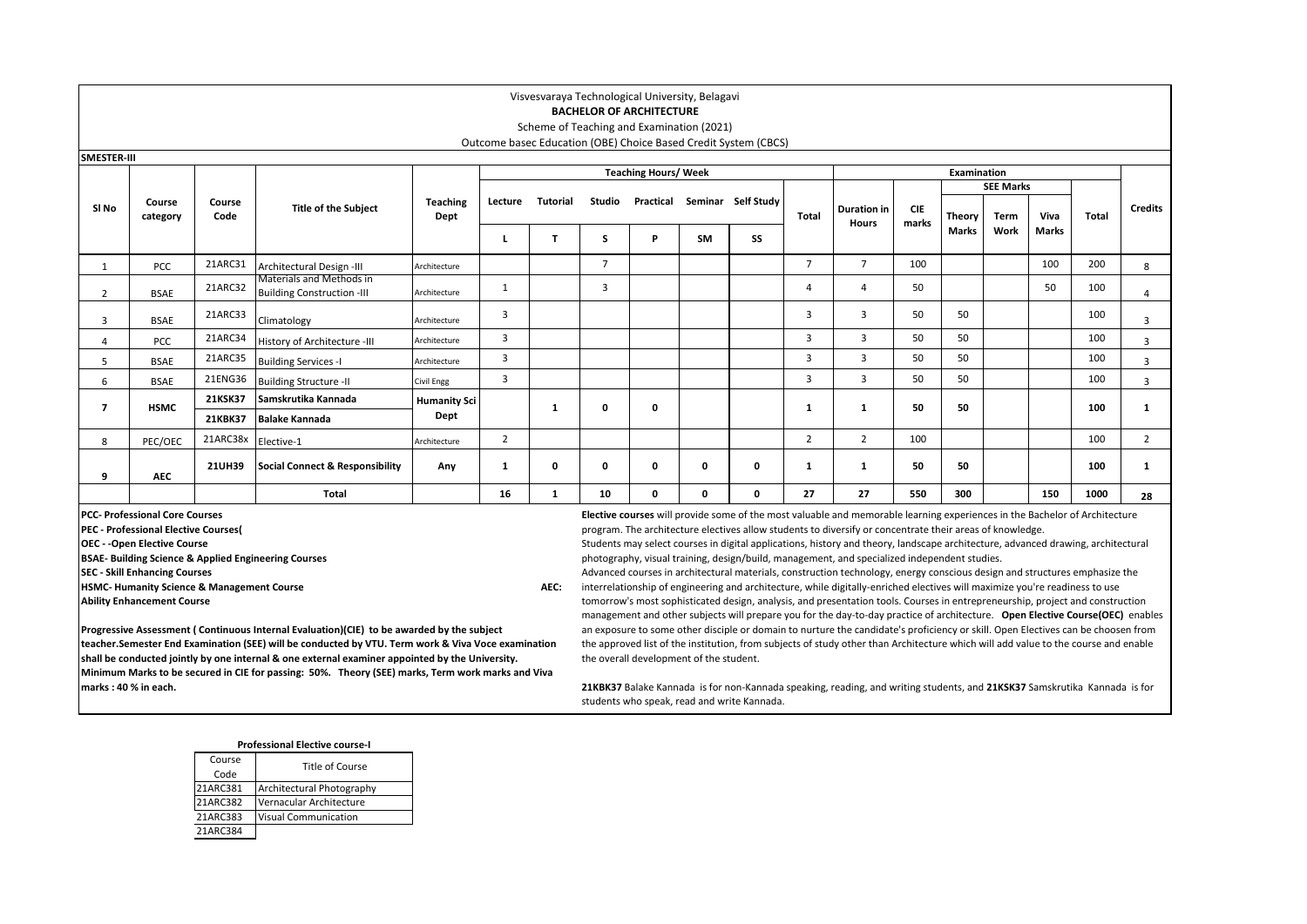Visvesvaraya Technological University, Belagavi

**BACHELOR OF ARCHITECTURE**

Scheme of Teaching and Examination (2021)

Outcome basec Education (OBE) Choice Based Credit System (CBCS)

**SMESTER-III**

| Sl No | Course category | Course Code | Title of the Subject | Teaching Dept | Teaching Hours/ Week | | | | | | | Examination | | | | | | Credits |
|---|---|---|---|---|---|---|---|---|---|---|---|---|---|---|---|---|---|---|
| | | | | | Lecture | Tutorial | Studio | Practical | Seminar | Self Study | Total | Duration in Hours | CIE marks | SEE Marks | | | Total | |
| | | | | | L | T | S | P | SM | SS | | | | Theory Marks | Term Work | Viva Marks | | |
| 1 | PCC | 21ARC31 | Architectural Design -III | Architecture | | | 7 | | | | 7 | 7 | 100 | | | 100 | 200 | 8 |
| 2 | BSAE | 21ARC32 | Materials and Methods in Building Construction -III | Architecture | 1 | | 3 | | | | 4 | 4 | 50 | | | 50 | 100 | 4 |
| 3 | BSAE | 21ARC33 | Climatology | Architecture | 3 | | | | | | 3 | 3 | 50 | 50 | | | 100 | 3 |
| 4 | PCC | 21ARC34 | History of Architecture -III | Architecture | 3 | | | | | | 3 | 3 | 50 | 50 | | | 100 | 3 |
| 5 | BSAE | 21ARC35 | Building Services -I | Architecture | 3 | | | | | | 3 | 3 | 50 | 50 | | | 100 | 3 |
| 6 | BSAE | 21ENG36 | Building Structure -II | Civil Engg | 3 | | | | | | 3 | 3 | 50 | 50 | | | 100 | 3 |
| **7** | **HSMC** | **21KSK37** | **Samskrutika Kannada** | **Humanity Sci Dept** | | **1** | **0** | **0** | | | **1** | **1** | **50** | **50** | | | **100** | **1** |
| | | **21KBK37** | **Balake Kannada** | | | | | | | | | | | | | | | |
| 8 | PEC/OEC | 21ARC38x | Elective-1 | Architecture | 2 | | | | | | 2 | 2 | 100 | | | | 100 | 2 |
| **9** | **AEC** | **21UH39** | **Social Connect & Responsibility** | **Any** | **1** | **0** | **0** | **0** | **0** | **0** | **1** | **1** | **50** | **50** | | | **100** | **1** |
| | | | **Total** | | **16** | **1** | **10** | **0** | **0** | **0** | **27** | **27** | **550** | **300** | | **150** | **1000** | **28** |

**PCC- Professional Core Courses**
**PEC - Professional Elective Courses(**
**OEC - -Open Elective Course**
**BSAE- Building Science & Applied Engineering Courses**
**SEC - Skill Enhancing Courses**
**HSMC- Humanity Science & Management Course** **AEC: Ability Enhancement Course**

**Progressive Assessment ( Continuous Internal Evaluation)(CIE) to be awarded by the subject teacher.Semester End Examination (SEE) will be conducted by VTU. Term work & Viva Voce examination shall be conducted jointly by one internal & one external examiner appointed by the University. Minimum Marks to be secured in CIE for passing: 50%. Theory (SEE) marks, Term work marks and Viva marks : 40 % in each.**

**Elective courses** will provide some of the most valuable and memorable learning experiences in the Bachelor of Architecture program. The architecture electives allow students to diversify or concentrate their areas of knowledge. Students may select courses in digital applications, history and theory, landscape architecture, advanced drawing, architectural photography, visual training, design/build, management, and specialized independent studies. Advanced courses in architectural materials, construction technology, energy conscious design and structures emphasize the interrelationship of engineering and architecture, while digitally-enriched electives will maximize you're readiness to use tomorrow's most sophisticated design, analysis, and presentation tools. Courses in entrepreneurship, project and construction management and other subjects will prepare you for the day-to-day practice of architecture. **Open Elective Course(OEC)** enables an exposure to some other disciple or domain to nurture the candidate's proficiency or skill. Open Electives can be choosen from the approved list of the institution, from subjects of study other than Architecture which will add value to the course and enable the overall development of the student.

**21KBK37** Balake Kannada is for non-Kannada speaking, reading, and writing students, and **21KSK37** Samskrutika Kannada is for students who speak, read and write Kannada.

**Professional Elective course-I**

| Course Code | Title of Course |
|---|---|
| 21ARC381 | Architectural Photography |
| 21ARC382 | Vernacular Architecture |
| 21ARC383 | Visual Communication |
| 21ARC384 | |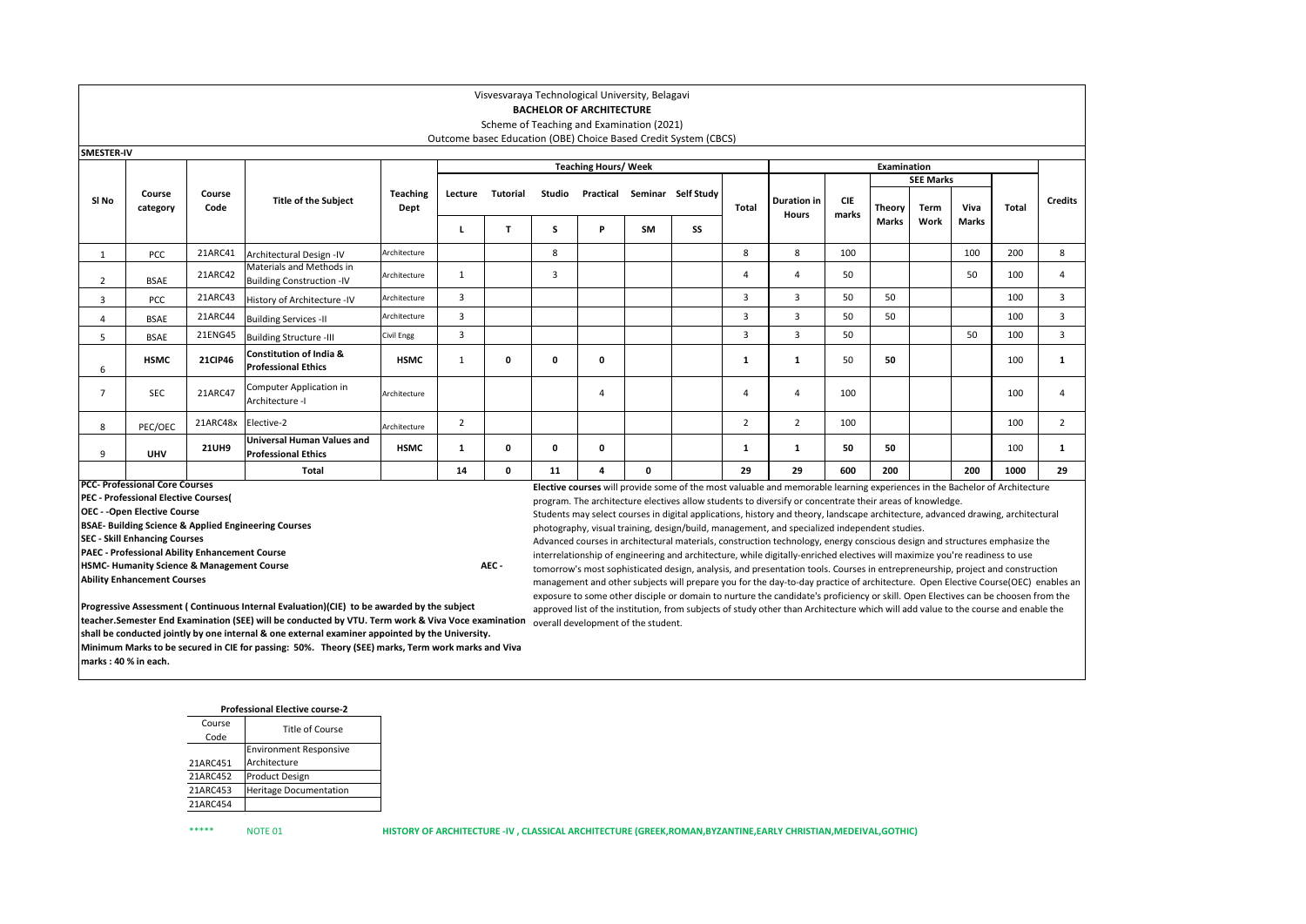Visvesvaraya Technological University, Belagavi

**BACHELOR OF ARCHITECTURE**

Scheme of Teaching and Examination (2021)

Outcome basec Education (OBE) Choice Based Credit System (CBCS)

**SMESTER-IV**

| Sl No | Course category | Course Code | Title of the Subject | Teaching Dept | Teaching Hours/ Week | | | | | | | Examination | | | | | | | Credits |
|---|---|---|---|---|---|---|---|---|---|---|---|---|---|---|---|---|---|---|---|
| | | | | | Lecture | Tutorial | Studio | Practical | Seminar | Self Study | Total | Duration in Hours | CIE marks | SEE Marks | | | Total | |
| | | | | | | | | | | | | | | Theory Marks | Term Work | Viva Marks | | |
| | | | | | L | T | S | P | SM | SS | | | | | | | | |
| 1 | PCC | 21ARC41 | Architectural Design -IV | Architecture | | | 8 | | | | 8 | 8 | 100 | | | 100 | 200 | 8 |
| 2 | BSAE | 21ARC42 | Materials and Methods in Building Construction -IV | Architecture | 1 | | 3 | | | | 4 | 4 | 50 | | | 50 | 100 | 4 |
| 3 | PCC | 21ARC43 | History of Architecture -IV | Architecture | 3 | | | | | | 3 | 3 | 50 | 50 | | | 100 | 3 |
| 4 | BSAE | 21ARC44 | Building Services -II | Architecture | 3 | | | | | | 3 | 3 | 50 | 50 | | | 100 | 3 |
| 5 | BSAE | 21ENG45 | Building Structure -III | Civil Engg | 3 | | | | | | 3 | 3 | 50 | | | 50 | 100 | 3 |
| 6 | **HSMC** | **21CIP46** | **Constitution of India & Professional Ethics** | **HSMC** | 1 | **0** | **0** | **0** | | | **1** | **1** | 50 | **50** | | | 100 | **1** |
| 7 | SEC | 21ARC47 | Computer Application in Architecture -I | Architecture | | | | 4 | | | 4 | 4 | 100 | | | | 100 | 4 |
| 8 | PEC/OEC | 21ARC48x | Elective-2 | Architecture | 2 | | | | | | 2 | 2 | 100 | | | | 100 | 2 |
| 9 | **UHV** | **21UH9** | **Universal Human Values and Professional Ethics** | **HSMC** | **1** | **0** | **0** | **0** | | | **1** | **1** | **50** | **50** | | | 100 | **1** |
| | | | **Total** | | **14** | **0** | **11** | **4** | **0** | | **29** | **29** | **600** | **200** | | **200** | **1000** | **29** |

**PCC- Professional Core Courses**
**PEC - Professional Elective Courses(**
**OEC - -Open Elective Course**
**BSAE- Building Science & Applied Engineering Courses**
**SEC - Skill Enhancing Courses**
**PAEC - Professional Ability Enhancement Course**
**HSMC- Humanity Science & Management Course**
**AEC - Ability Enhancement Courses**

**Progressive Assessment ( Continuous Internal Evaluation)(CIE) to be awarded by the subject teacher.Semester End Examination (SEE) will be conducted by VTU. Term work & Viva Voce examination shall be conducted jointly by one internal & one external examiner appointed by the University.**
**Minimum Marks to be secured in CIE for passing: 50%. Theory (SEE) marks, Term work marks and Viva marks : 40 % in each.**

**Elective courses** will provide some of the most valuable and memorable learning experiences in the Bachelor of Architecture program. The architecture electives allow students to diversify or concentrate their areas of knowledge.
Students may select courses in digital applications, history and theory, landscape architecture, advanced drawing, architectural photography, visual training, design/build, management, and specialized independent studies.
Advanced courses in architectural materials, construction technology, energy conscious design and structures emphasize the interrelationship of engineering and architecture, while digitally-enriched electives will maximize you're readiness to use tomorrow's most sophisticated design, analysis, and presentation tools. Courses in entrepreneurship, project and construction management and other subjects will prepare you for the day-to-day practice of architecture. Open Elective Course(OEC) enables an exposure to some other disciple or domain to nurture the candidate's proficiency or skill. Open Electives can be choosen from the approved list of the institution, from subjects of study other than Architecture which will add value to the course and enable the overall development of the student.

**Professional Elective course-2**

| Course Code | Title of Course |
|---|---|
| 21ARC451 | Environment Responsive Architecture |
| 21ARC452 | Product Design |
| 21ARC453 | Heritage Documentation |
| 21ARC454 | |

***** NOTE 01 **HISTORY OF ARCHITECTURE -IV , CLASSICAL ARCHITECTURE (GREEK,ROMAN,BYZANTINE,EARLY CHRISTIAN,MEDEIVAL,GOTHIC)**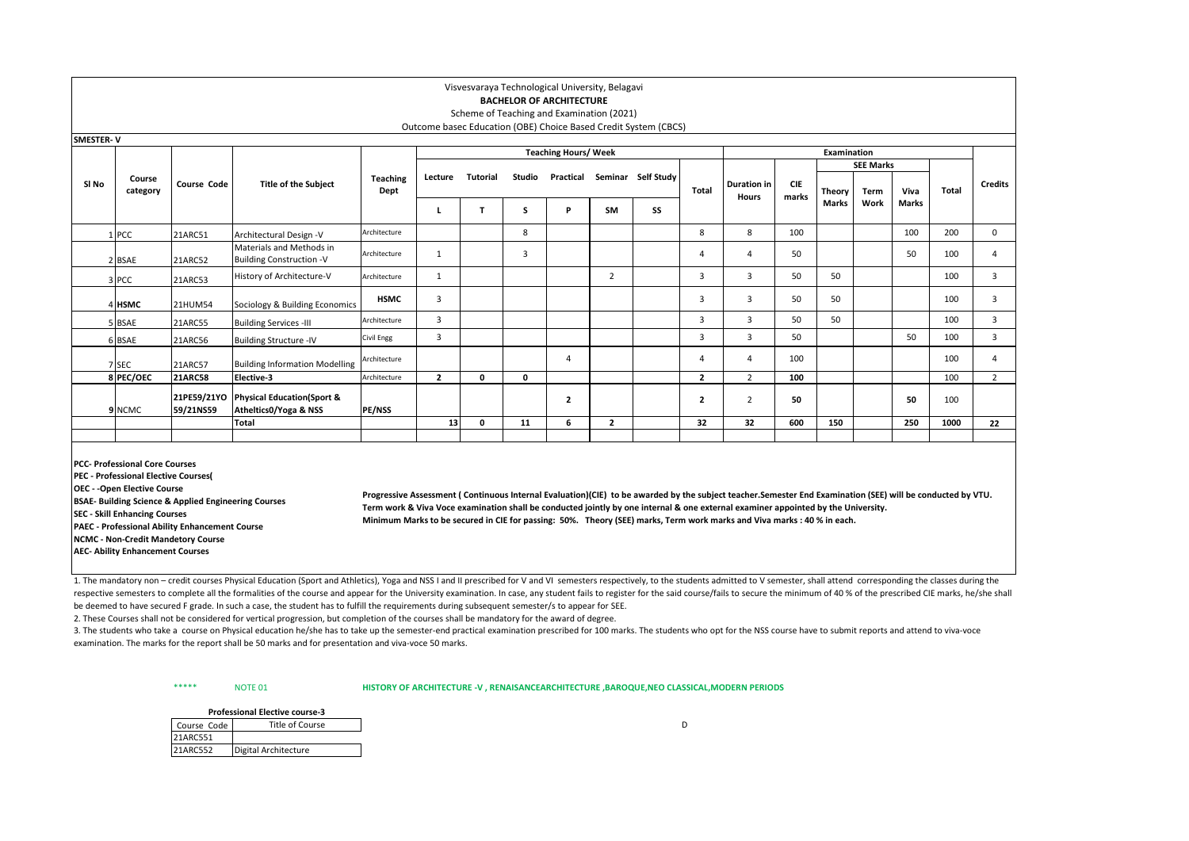Visvesvaraya Technological University, Belagavi

**BACHELOR OF ARCHITECTURE**

Scheme of Teaching and Examination (2021)

Outcome basec Education (OBE) Choice Based Credit System (CBCS)

**SMESTER- V**

| Sl No | Course category | Course Code | Title of the Subject | Teaching Dept | Teaching Hours/ Week | | | | | | | Examination | | | | | | | Credits |
|---|---|---|---|---|---|---|---|---|---|---|---|---|---|---|---|---|---|---|---|
| | | | | | Lecture | Tutorial | Studio | Practical | Seminar | Self Study | Total | Duration in Hours | CIE marks | SEE Marks | | | Total | | |
| | | | | | L | T | S | P | SM | SS | | | | Theory Marks | Term Work | Viva Marks | | | |
| 1 | PCC | 21ARC51 | Architectural Design -V | Architecture | | | 8 | | | | 8 | 8 | 100 | | | 100 | 200 | | 0 |
| 2 | BSAE | 21ARC52 | Materials and Methods in Building Construction -V | Architecture | 1 | | 3 | | | | 4 | 4 | 50 | | | 50 | 100 | | 4 |
| 3 | PCC | 21ARC53 | History of Architecture-V | Architecture | 1 | | | | 2 | | 3 | 3 | 50 | 50 | | | 100 | | 3 |
| 4 | **HSMC** | 21HUM54 | Sociology & Building Economics | **HSMC** | 3 | | | | | | 3 | 3 | 50 | 50 | | | 100 | | 3 |
| 5 | BSAE | 21ARC55 | Building Services -III | Architecture | 3 | | | | | | 3 | 3 | 50 | 50 | | | 100 | | 3 |
| 6 | BSAE | 21ARC56 | Building Structure -IV | Civil Engg | 3 | | | | | | 3 | 3 | 50 | | | 50 | 100 | | 3 |
| 7 | SEC | 21ARC57 | Building Information Modelling | Architecture | | | | 4 | | | 4 | 4 | 100 | | | | 100 | | 4 |
| **8** | **PEC/OEC** | **21ARC58** | **Elective-3** | Architecture | **2** | **0** | **0** | | | | **2** | 2 | **100** | | | | 100 | | 2 |
| **9** | NCMC | **21PE59/21YO 59/21NS59** | **Physical Education(Sport & Atheltics0/Yoga & NSS** | **PE/NSS** | | | | **2** | | | **2** | 2 | **50** | | | **50** | 100 | | |
| | | | **Total** | | **13** | **0** | **11** | **6** | **2** | | **32** | **32** | **600** | **150** | | **250** | **1000** | | **22** |

**PCC- Professional Core Courses**
**PEC - Professional Elective Courses(**
**OEC - -Open Elective Course**
**BSAE- Building Science & Applied Engineering Courses**
**SEC - Skill Enhancing Courses**
**PAEC - Professional Ability Enhancement Course**
**NCMC - Non-Credit Mandetory Course**
**AEC- Ability Enhancement Courses**

**Progressive Assessment ( Continuous Internal Evaluation)(CIE) to be awarded by the subject teacher.Semester End Examination (SEE) will be conducted by VTU. Term work & Viva Voce examination shall be conducted jointly by one internal & one external examiner appointed by the University. Minimum Marks to be secured in CIE for passing: 50%. Theory (SEE) marks, Term work marks and Viva marks : 40 % in each.**

1. The mandatory non – credit courses Physical Education (Sport and Athletics), Yoga and NSS I and II prescribed for V and VI semesters respectively, to the students admitted to V semester, shall attend corresponding the classes during the respective semesters to complete all the formalities of the course and appear for the University examination. In case, any student fails to register for the said course/fails to secure the minimum of 40 % of the prescribed CIE marks, he/she shall be deemed to have secured F grade. In such a case, the student has to fulfill the requirements during subsequent semester/s to appear for SEE.
2. These Courses shall not be considered for vertical progression, but completion of the courses shall be mandatory for the award of degree.
3. The students who take a course on Physical education he/she has to take up the semester-end practical examination prescribed for 100 marks. The students who opt for the NSS course have to submit reports and attend to viva-voce examination. The marks for the report shall be 50 marks and for presentation and viva-voce 50 marks.

***** NOTE 01 **HISTORY OF ARCHITECTURE -V , RENAISANCEARCHITECTURE ,BAROQUE,NEO CLASSICAL,MODERN PERIODS**

**Professional Elective course-3**

| Course Code | Title of Course |
|---|---|
| 21ARC551 | |
| 21ARC552 | Digital Architecture |

D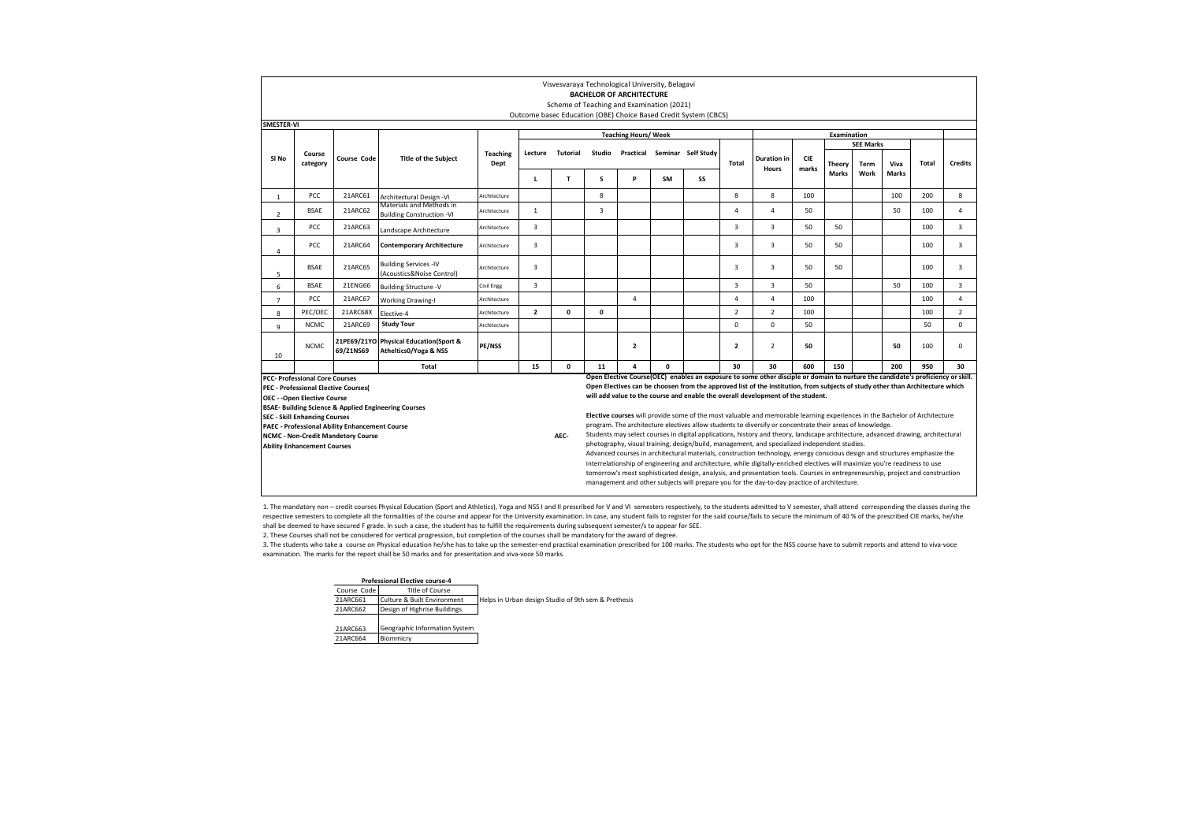Visvesvaraya Technological University, Belagavi

**BACHELOR OF ARCHITECTURE**

Scheme of Teaching and Examination (2021)

Outcome basec Education (OBE) Choice Based Credit System (CBCS)

**SMESTER-VI**

| Sl No | Course category | Course Code | Title of the Subject | Teaching Dept | Teaching Hours/ Week | | | | | | | Examination | | | | | | | |
|---|---|---|---|---|---|---|---|---|---|---|---|---|---|---|---|---|---|---|---|
| | | | | | Lecture | Tutorial | Studio | Practical | Seminar | Self Study | Total | Duration in Hours | CIE marks | SEE Marks | | | Total | Credits |
| | | | | | | | | | | | | | | Theory Marks | Term Work | Viva Marks | | |
| | | | | | L | T | S | P | SM | SS | | | | | | | | |
| 1 | PCC | 21ARC61 | Architectural Design -VI | Architecture | | | 8 | | | | 8 | 8 | 100 | | | 100 | 200 | 8 |
| 2 | BSAE | 21ARC62 | Materials and Methods in Building Construction -VI | Architecture | 1 | | 3 | | | | 4 | 4 | 50 | | | 50 | 100 | 4 |
| 3 | PCC | 21ARC63 | Landscape Architecture | Architecture | 3 | | | | | | 3 | 3 | 50 | 50 | | | 100 | 3 |
| 4 | PCC | 21ARC64 | **Contemporary Architecture** | Architecture | 3 | | | | | | 3 | 3 | 50 | 50 | | | 100 | 3 |
| 5 | BSAE | 21ARC65 | Building Services -IV (Acoustics&Noise Control) | Architecture | 3 | | | | | | 3 | 3 | 50 | 50 | | | 100 | 3 |
| 6 | BSAE | 21ENG66 | Building Structure -V | Civil Engg | 3 | | | | | | 3 | 3 | 50 | | | 50 | 100 | 3 |
| 7 | PCC | 21ARC67 | Working Drawing-I | Architecture | | | | 4 | | | 4 | 4 | 100 | | | | 100 | 4 |
| 8 | PEC/OEC | 21ARC68X | Elective-4 | Architecture | **2** | **0** | **0** | | | | 2 | 2 | 100 | | | | 100 | 2 |
| 9 | NCMC | 21ARC69 | **Study Tour** | Architecture | | | | | | | 0 | 0 | 50 | | | | 50 | 0 |
| 10 | NCMC | 21PE69/21YO69/21NS69 | **Physical Education(Sport & Atheltics0/Yoga & NSS** | **PE/NSS** | | | | **2** | | | **2** | 2 | **50** | | | **50** | 100 | 0 |
| | | | **Total** | | **15** | **0** | **11** | **4** | **0** | | **30** | **30** | **600** | **150** | | **200** | **950** | **30** |

**PCC- Professional Core Courses**
**PEC - Professional Elective Courses(**
**OEC - -Open Elective Course**
**BSAE- Building Science & Applied Engineering Courses**
**SEC - Skill Enhancing Courses**
**PAEC - Professional Ability Enhancement Course**
**NCMC - Non-Credit Mandetory Course**
**Ability Enhancement Courses**

**AEC-**

**Open Elective Course(OEC) enables an exposure to some other disciple or domain to nurture the candidate's proficiency or skill. Open Electives can be choosen from the approved list of the institution, from subjects of study other than Architecture which will add value to the course and enable the overall development of the student.**

**Elective courses** will provide some of the most valuable and memorable learning experiences in the Bachelor of Architecture program. The architecture electives allow students to diversify or concentrate their areas of knowledge. Students may select courses in digital applications, history and theory, landscape architecture, advanced drawing, architectural photography, visual training, design/build, management, and specialized independent studies. Advanced courses in architectural materials, construction technology, energy conscious design and structures emphasize the interrelationship of engineering and architecture, while digitally-enriched electives will maximize you're readiness to use tomorrow's most sophisticated design, analysis, and presentation tools. Courses in entrepreneurship, project and construction management and other subjects will prepare you for the day-to-day practice of architecture.

1. The mandatory non – credit courses Physical Education (Sport and Athletics), Yoga and NSS I and II prescribed for V and VI semesters respectively, to the students admitted to V semester, shall attend corresponding the classes during the respective semesters to complete all the formalities of the course and appear for the University examination. In case, any student fails to register for the said course/fails to secure the minimum of 40 % of the prescribed CIE marks, he/she shall be deemed to have secured F grade. In such a case, the student has to fulfill the requirements during subsequent semester/s to appear for SEE.
2. These Courses shall not be considered for vertical progression, but completion of the courses shall be mandatory for the award of degree.
3. The students who take a course on Physical education he/she has to take up the semester-end practical examination prescribed for 100 marks. The students who opt for the NSS course have to submit reports and attend to viva-voce examination. The marks for the report shall be 50 marks and for presentation and viva-voce 50 marks.

**Professional Elective course-4**

| Course Code | Title of Course |
|---|---|
| 21ARC661 | Culture & Built Environment |
| 21ARC662 | Design of Highrise Buildings |
| 21ARC663 | Geographic Information System |
| 21ARC664 | Biommicry |

Helps in Urban design Studio of 9th sem & Prethesis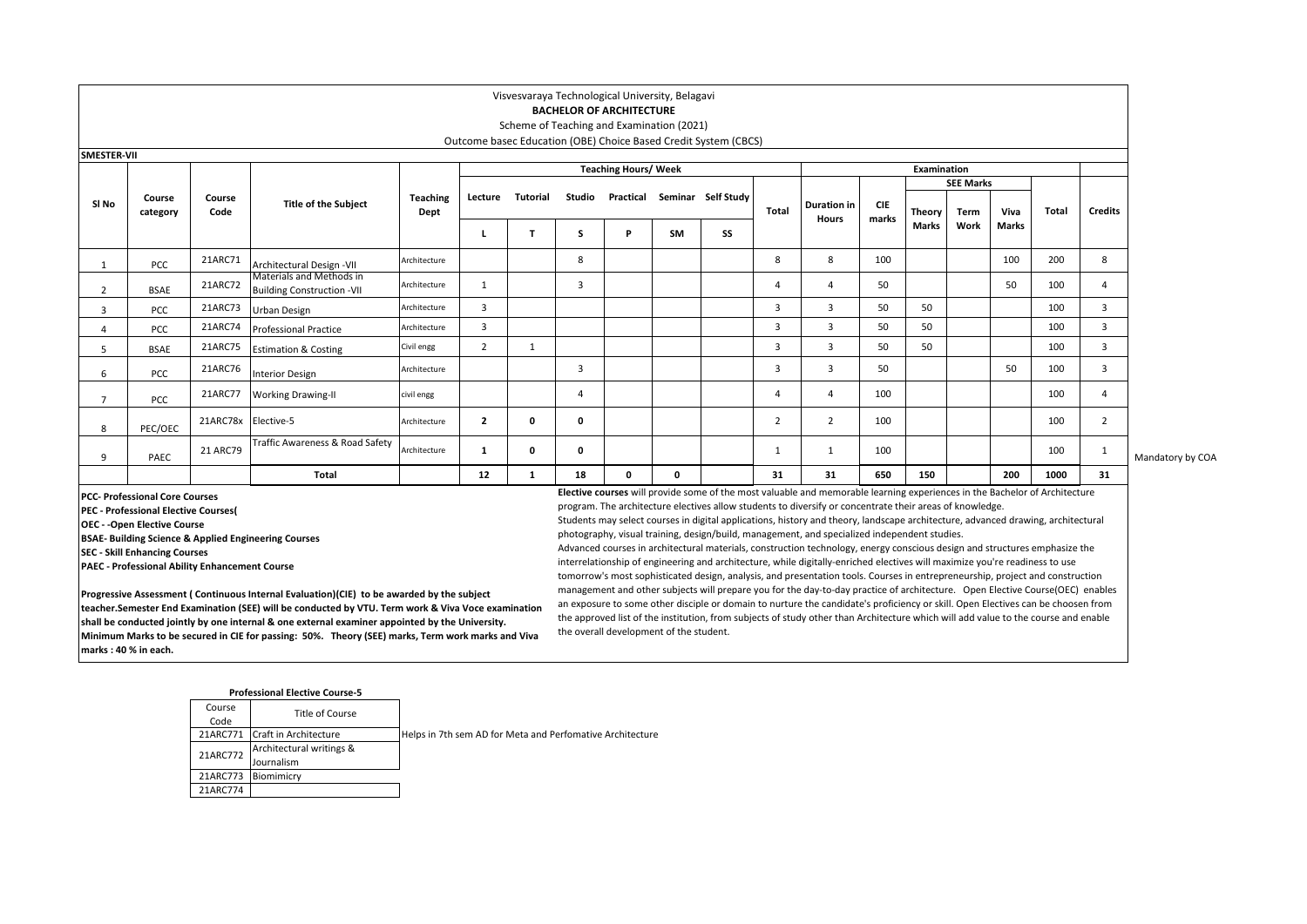Visvesvaraya Technological University, Belagavi

**BACHELOR OF ARCHITECTURE**

Scheme of Teaching and Examination (2021)

Outcome basec Education (OBE) Choice Based Credit System (CBCS)

**SMESTER-VII**

| Sl No | Course category | Course Code | Title of the Subject | Teaching Dept | Teaching Hours/ Week | | | | | | Total | Examination | | | | | | | Credits |
|---|---|---|---|---|---|---|---|---|---|---|---|---|---|---|---|---|---|---|---|
| | | | | | Lecture | Tutorial | Studio | Practical | Seminar | Self Study | | Duration in Hours | CIE marks | SEE Marks | | | Total | | |
| | | | | | | | | | | | | | | Theory Marks | Term Work | Viva Marks | | | |
| | | | | | L | T | S | P | SM | SS | | | | | | | | | |
| 1 | PCC | 21ARC71 | Architectural Design -VII | Architecture | | | 8 | | | | 8 | 8 | 100 | | | 100 | 200 | 8 | |
| 2 | BSAE | 21ARC72 | Materials and Methods in Building Construction -VII | Architecture | 1 | | 3 | | | | 4 | 4 | 50 | | | 50 | 100 | 4 | |
| 3 | PCC | 21ARC73 | Urban Design | Architecture | 3 | | | | | | 3 | 3 | 50 | 50 | | | 100 | 3 | |
| 4 | PCC | 21ARC74 | Professional Practice | Architecture | 3 | | | | | | 3 | 3 | 50 | 50 | | | 100 | 3 | |
| 5 | BSAE | 21ARC75 | Estimation & Costing | Civil engg | 2 | 1 | | | | | 3 | 3 | 50 | 50 | | | 100 | 3 | |
| 6 | PCC | 21ARC76 | Interior Design | Architecture | | | 3 | | | | 3 | 3 | 50 | | | 50 | 100 | 3 | |
| 7 | PCC | 21ARC77 | Working Drawing-II | civil engg | | | 4 | | | | 4 | 4 | 100 | | | | 100 | 4 | |
| 8 | PEC/OEC | 21ARC78x | Elective-5 | Architecture | **2** | **0** | **0** | | | | 2 | 2 | 100 | | | | 100 | 2 | |
| 9 | PAEC | 21 ARC79 | Traffic Awareness & Road Safety | Architecture | **1** | **0** | **0** | | | | 1 | 1 | 100 | | | | 100 | 1 | Mandatory by COA |
| | | | **Total** | | **12** | **1** | **18** | **0** | **0** | | **31** | **31** | **650** | **150** | | **200** | **1000** | **31** | |

**PCC- Professional Core Courses**
**PEC - Professional Elective Courses(**
**OEC - -Open Elective Course**
**BSAE- Building Science & Applied Engineering Courses**
**SEC - Skill Enhancing Courses**
**PAEC - Professional Ability Enhancement Course**

**Progressive Assessment ( Continuous Internal Evaluation)(CIE) to be awarded by the subject teacher.Semester End Examination (SEE) will be conducted by VTU. Term work & Viva Voce examination shall be conducted jointly by one internal & one external examiner appointed by the University. Minimum Marks to be secured in CIE for passing: 50%. Theory (SEE) marks, Term work marks and Viva marks : 40 % in each.**

**Elective courses** will provide some of the most valuable and memorable learning experiences in the Bachelor of Architecture program. The architecture electives allow students to diversify or concentrate their areas of knowledge. Students may select courses in digital applications, history and theory, landscape architecture, advanced drawing, architectural photography, visual training, design/build, management, and specialized independent studies. Advanced courses in architectural materials, construction technology, energy conscious design and structures emphasize the interrelationship of engineering and architecture, while digitally-enriched electives will maximize you're readiness to use tomorrow's most sophisticated design, analysis, and presentation tools. Courses in entrepreneurship, project and construction management and other subjects will prepare you for the day-to-day practice of architecture. Open Elective Course(OEC) enables an exposure to some other disciple or domain to nurture the candidate's proficiency or skill. Open Electives can be choosen from the approved list of the institution, from subjects of study other than Architecture which will add value to the course and enable the overall development of the student.

**Professional Elective Course-5**

| Course Code | Title of Course | |
|---|---|---|
| 21ARC771 | Craft in Architecture | Helps in 7th sem AD for Meta and Perfomative Architecture |
| 21ARC772 | Architectural writings & Journalism | |
| 21ARC773 | Biomimicry | |
| 21ARC774 | | |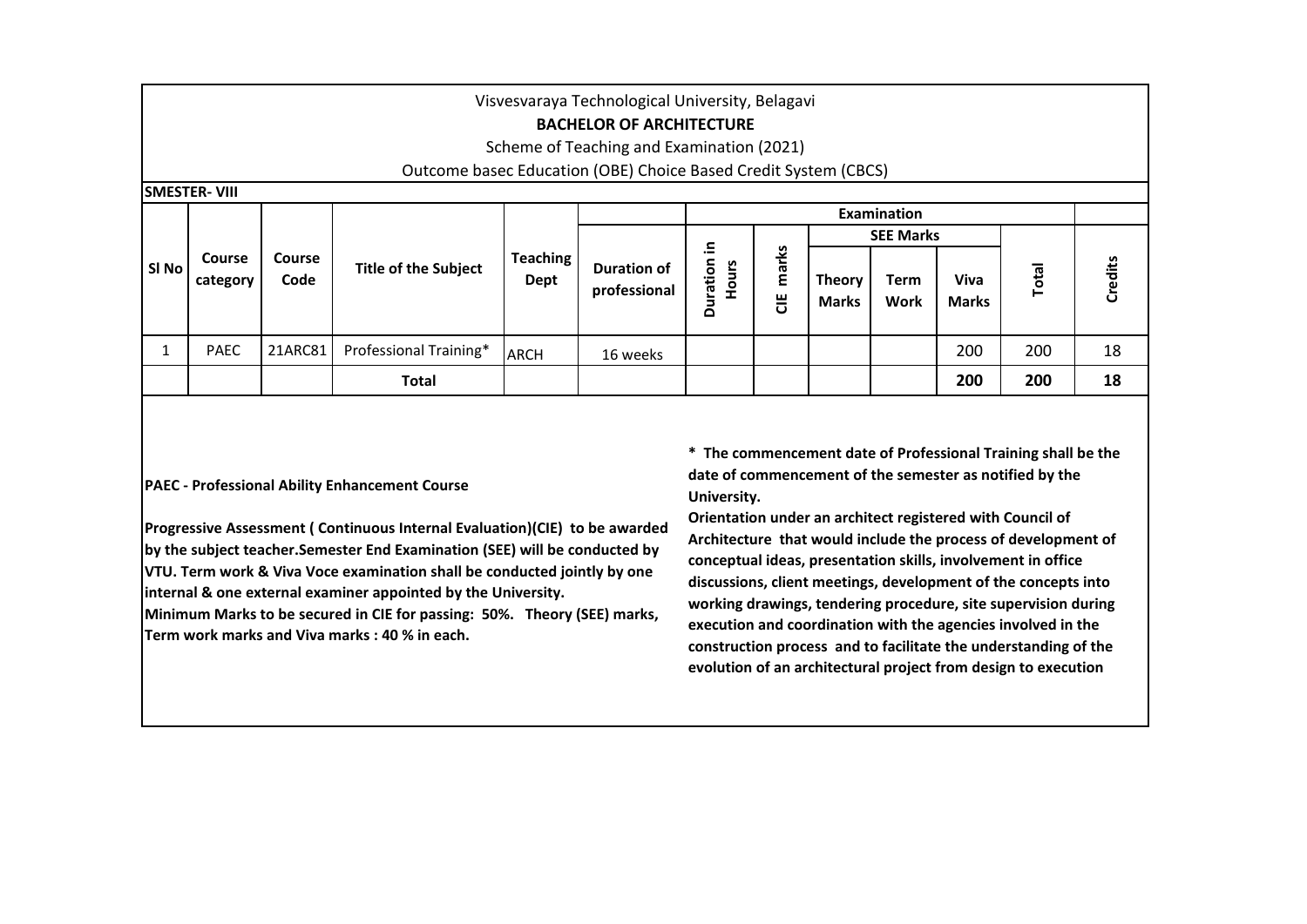Visvesvaraya Technological University, Belagavi

**BACHELOR OF ARCHITECTURE**

Scheme of Teaching and Examination (2021)

Outcome basec Education (OBE) Choice Based Credit System (CBCS)

**SMESTER- VIII**

| Sl No | Course category | Course Code | Title of the Subject | Teaching Dept | Duration of professional | Examination | | | | | | |
|---|---|---|---|---|---|---|---|---|---|---|---|---|
| | | | | | | Duration in Hours | CIE marks | SEE Marks | | | Total | Credits |
| | | | | | | | | Theory Marks | Term Work | Viva Marks | | |
| 1 | PAEC | 21ARC81 | Professional Training* | ARCH | 16 weeks | | | | | 200 | 200 | 18 |
| | | | **Total** | | | | | | | **200** | **200** | **18** |

**PAEC - Professional Ability Enhancement Course**

**Progressive Assessment ( Continuous Internal Evaluation)(CIE) to be awarded by the subject teacher.Semester End Examination (SEE) will be conducted by VTU. Term work & Viva Voce examination shall be conducted jointly by one internal & one external examiner appointed by the University.**

**Minimum Marks to be secured in CIE for passing: 50%. Theory (SEE) marks, Term work marks and Viva marks : 40 % in each.**

**\* The commencement date of Professional Training shall be the date of commencement of the semester as notified by the University.**

**Orientation under an architect registered with Council of Architecture that would include the process of development of conceptual ideas, presentation skills, involvement in office discussions, client meetings, development of the concepts into working drawings, tendering procedure, site supervision during execution and coordination with the agencies involved in the construction process and to facilitate the understanding of the evolution of an architectural project from design to execution**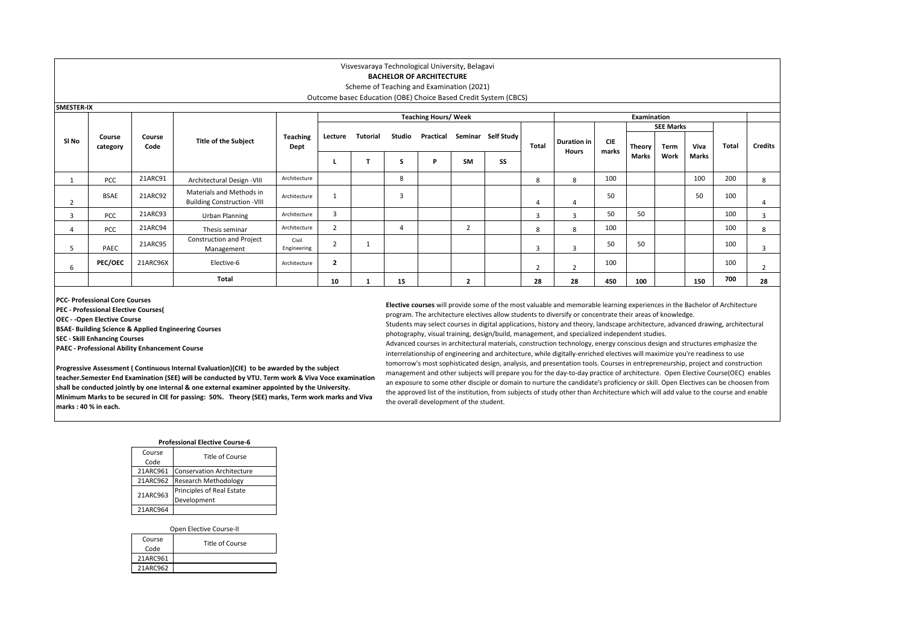Visvesvaraya Technological University, Belagavi

**BACHELOR OF ARCHITECTURE**

Scheme of Teaching and Examination (2021)

Outcome basec Education (OBE) Choice Based Credit System (CBCS)

**SMESTER-IX**

| Sl No | Course category | Course Code | Title of the Subject | Teaching Dept | Teaching Hours/ Week | | | | | | Total | Examination | | | | | | Credits |
|---|---|---|---|---|---|---|---|---|---|---|---|---|---|---|---|---|---|---|
| | | | | | Lecture | Tutorial | Studio | Practical | Seminar | Self Study | | Duration in Hours | CIE marks | SEE Marks | | | Total | |
| | | | | | L | T | S | P | SM | SS | | | | Theory Marks | Term Work | Viva Marks | | |
| 1 | PCC | 21ARC91 | Architectural Design -VIII | Architecture | | | 8 | | | | 8 | 8 | 100 | | | 100 | 200 | 8 |
| 2 | BSAE | 21ARC92 | Materials and Methods in Building Construction -VIII | Architecture | 1 | | 3 | | | | 4 | 4 | 50 | | | 50 | 100 | 4 |
| 3 | PCC | 21ARC93 | Urban Planning | Architecture | 3 | | | | | | 3 | 3 | 50 | 50 | | | 100 | 3 |
| 4 | PCC | 21ARC94 | Thesis seminar | Architecture | 2 | | 4 | | 2 | | 8 | 8 | 100 | | | | 100 | 8 |
| 5 | PAEC | 21ARC95 | Construction and Project Management | Civil Engineering | 2 | 1 | | | | | 3 | 3 | 50 | 50 | | | 100 | 3 |
| 6 | **PEC/OEC** | 21ARC96X | Elective-6 | Architecture | **2** | | | | | | 2 | 2 | 100 | | | | 100 | 2 |
| | | | **Total** | | **10** | **1** | **15** | | **2** | | **28** | **28** | **450** | **100** | | **150** | **700** | **28** |

**PCC- Professional Core Courses**
**PEC - Professional Elective Courses(**
**OEC - -Open Elective Course**
**BSAE- Building Science & Applied Engineering Courses**
**SEC - Skill Enhancing Courses**
**PAEC - Professional Ability Enhancement Course**

**Progressive Assessment ( Continuous Internal Evaluation)(CIE) to be awarded by the subject teacher.Semester End Examination (SEE) will be conducted by VTU. Term work & Viva Voce examination shall be conducted jointly by one internal & one external examiner appointed by the University. Minimum Marks to be secured in CIE for passing: 50%. Theory (SEE) marks, Term work marks and Viva marks : 40 % in each.**

**Elective courses** will provide some of the most valuable and memorable learning experiences in the Bachelor of Architecture program. The architecture electives allow students to diversify or concentrate their areas of knowledge. Students may select courses in digital applications, history and theory, landscape architecture, advanced drawing, architectural photography, visual training, design/build, management, and specialized independent studies. Advanced courses in architectural materials, construction technology, energy conscious design and structures emphasize the interrelationship of engineering and architecture, while digitally-enriched electives will maximize you're readiness to use tomorrow's most sophisticated design, analysis, and presentation tools. Courses in entrepreneurship, project and construction management and other subjects will prepare you for the day-to-day practice of architecture. Open Elective Course(OEC) enables an exposure to some other disciple or domain to nurture the candidate's proficiency or skill. Open Electives can be choosen from the approved list of the institution, from subjects of study other than Architecture which will add value to the course and enable the overall development of the student.

**Professional Elective Course-6**

| Course Code | Title of Course |
|---|---|
| 21ARC961 | Conservation Architecture |
| 21ARC962 | Research Methodology |
| 21ARC963 | Principles of Real Estate Development |
| 21ARC964 | |

Open Elective Course-II

| Course Code | Title of Course |
|---|---|
| 21ARC961 | |
| 21ARC962 | |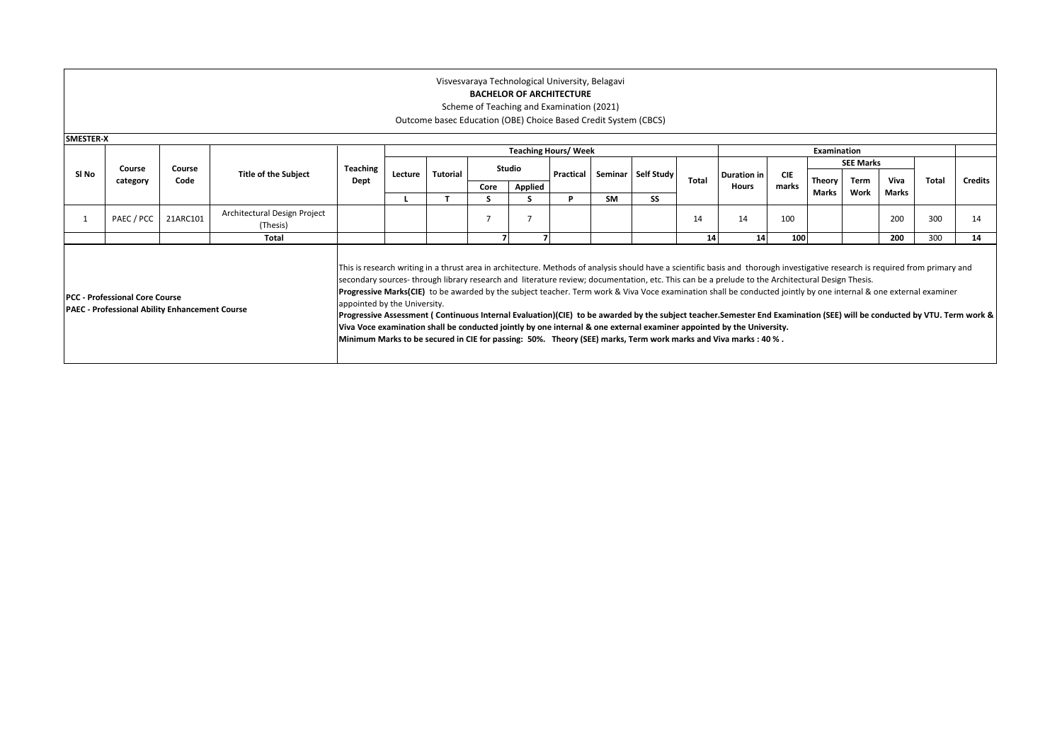Visvesvaraya Technological University, Belagavi

**BACHELOR OF ARCHITECTURE**

Scheme of Teaching and Examination (2021)

Outcome basec Education (OBE) Choice Based Credit System (CBCS)

**SMESTER-X**

| Sl No | Course category | Course Code | Title of the Subject | Teaching Dept | Teaching Hours/ Week | | | | | | | | Examination | | | | | | |
|---|---|---|---|---|---|---|---|---|---|---|---|---|---|---|---|---|---|---|---|
| | | | | | Lecture | Tutorial | Studio | | Practical | Seminar | Self Study | Total | Duration in Hours | CIE marks | SEE Marks | | | Total | Credits |
| | | | | | | | Core | Applied | | | | | | | Theory Marks | Term Work | Viva Marks | | |
| | | | | | L | T | S | S | P | SM | SS | | | | | | | | |
| 1 | PAEC / PCC | 21ARC101 | Architectural Design Project (Thesis) | | | | 7 | 7 | | | | 14 | 14 | 100 | | | 200 | 300 | 14 |
| | | | Total | | | | 7 | 7 | | | | 14 | 14 | 100 | | | 200 | 300 | 14 |

**PCC - Professional Core Course**

**PAEC - Professional Ability Enhancement Course**

This is research writing in a thrust area in architecture. Methods of analysis should have a scientific basis and thorough investigative research is required from primary and secondary sources- through library research and literature review; documentation, etc. This can be a prelude to the Architectural Design Thesis.

**Progressive Marks(CIE)** to be awarded by the subject teacher. Term work & Viva Voce examination shall be conducted jointly by one internal & one external examiner appointed by the University.

**Progressive Assessment ( Continuous Internal Evaluation)(CIE) to be awarded by the subject teacher.Semester End Examination (SEE) will be conducted by VTU. Term work & Viva Voce examination shall be conducted jointly by one internal & one external examiner appointed by the University.**

**Minimum Marks to be secured in CIE for passing: 50%. Theory (SEE) marks, Term work marks and Viva marks : 40 % .**